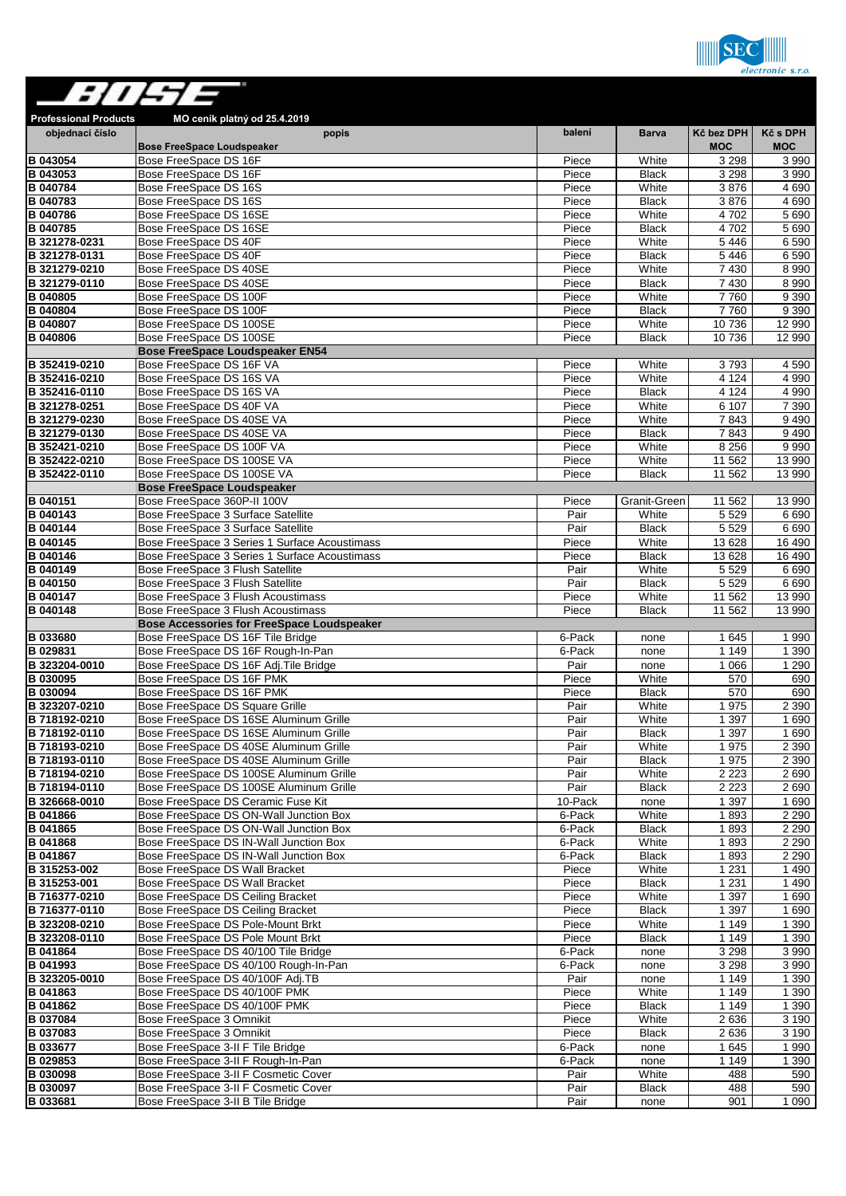**Professional Products** MO ceník platný od 25.4.2019

| objednací číslo | popis | balení | Barva | Kč bez DPH MOC | Kč s DPH MOC |
|---|---|---|---|---|---|
| | **Bose FreeSpace Loudspeaker** | | | | |
| B 043054 | Bose FreeSpace DS 16F | Piece | White | 3 298 | 3 990 |
| B 043053 | Bose FreeSpace DS 16F | Piece | Black | 3 298 | 3 990 |
| B 040784 | Bose FreeSpace DS 16S | Piece | White | 3 876 | 4 690 |
| B 040783 | Bose FreeSpace DS 16S | Piece | Black | 3 876 | 4 690 |
| B 040786 | Bose FreeSpace DS 16SE | Piece | White | 4 702 | 5 690 |
| B 040785 | Bose FreeSpace DS 16SE | Piece | Black | 4 702 | 5 690 |
| B 321278-0231 | Bose FreeSpace DS 40F | Piece | White | 5 446 | 6 590 |
| B 321278-0131 | Bose FreeSpace DS 40F | Piece | Black | 5 446 | 6 590 |
| B 321279-0210 | Bose FreeSpace DS 40SE | Piece | White | 7 430 | 8 990 |
| B 321279-0110 | Bose FreeSpace DS 40SE | Piece | Black | 7 430 | 8 990 |
| B 040805 | Bose FreeSpace DS 100F | Piece | White | 7 760 | 9 390 |
| B 040804 | Bose FreeSpace DS 100F | Piece | Black | 7 760 | 9 390 |
| B 040807 | Bose FreeSpace DS 100SE | Piece | White | 10 736 | 12 990 |
| B 040806 | Bose FreeSpace DS 100SE | Piece | Black | 10 736 | 12 990 |
| | **Bose FreeSpace Loudspeaker EN54** | | | | |
| B 352419-0210 | Bose FreeSpace DS 16F VA | Piece | White | 3 793 | 4 590 |
| B 352416-0210 | Bose FreeSpace DS 16S VA | Piece | White | 4 124 | 4 990 |
| B 352416-0110 | Bose FreeSpace DS 16S VA | Piece | Black | 4 124 | 4 990 |
| B 321278-0251 | Bose FreeSpace DS 40F VA | Piece | White | 6 107 | 7 390 |
| B 321279-0230 | Bose FreeSpace DS 40SE VA | Piece | White | 7 843 | 9 490 |
| B 321279-0130 | Bose FreeSpace DS 40SE VA | Piece | Black | 7 843 | 9 490 |
| B 352421-0210 | Bose FreeSpace DS 100F VA | Piece | White | 8 256 | 9 990 |
| B 352422-0210 | Bose FreeSpace DS 100SE VA | Piece | White | 11 562 | 13 990 |
| B 352422-0110 | Bose FreeSpace DS 100SE VA | Piece | Black | 11 562 | 13 990 |
| | **Bose FreeSpace Loudspeaker** | | | | |
| B 040151 | Bose FreeSpace 360P-II 100V | Piece | Granit-Green | 11 562 | 13 990 |
| B 040143 | Bose FreeSpace 3 Surface Satellite | Pair | White | 5 529 | 6 690 |
| B 040144 | Bose FreeSpace 3 Surface Satellite | Pair | Black | 5 529 | 6 690 |
| B 040145 | Bose FreeSpace 3 Series 1 Surface Acoustimass | Piece | White | 13 628 | 16 490 |
| B 040146 | Bose FreeSpace 3 Series 1 Surface Acoustimass | Piece | Black | 13 628 | 16 490 |
| B 040149 | Bose FreeSpace 3 Flush Satellite | Pair | White | 5 529 | 6 690 |
| B 040150 | Bose FreeSpace 3 Flush Satellite | Pair | Black | 5 529 | 6 690 |
| B 040147 | Bose FreeSpace 3 Flush Acoustimass | Piece | White | 11 562 | 13 990 |
| B 040148 | Bose FreeSpace 3 Flush Acoustimass | Piece | Black | 11 562 | 13 990 |
| | **Bose Accessories for FreeSpace Loudspeaker** | | | | |
| B 033680 | Bose FreeSpace DS 16F Tile Bridge | 6-Pack | none | 1 645 | 1 990 |
| B 029831 | Bose FreeSpace DS 16F Rough-In-Pan | 6-Pack | none | 1 149 | 1 390 |
| B 323204-0010 | Bose FreeSpace DS 16F Adj.Tile Bridge | Pair | none | 1 066 | 1 290 |
| B 030095 | Bose FreeSpace DS 16F PMK | Piece | White | 570 | 690 |
| B 030094 | Bose FreeSpace DS 16F PMK | Piece | Black | 570 | 690 |
| B 323207-0210 | Bose FreeSpace DS Square Grille | Pair | White | 1 975 | 2 390 |
| B 718192-0210 | Bose FreeSpace DS 16SE Aluminum Grille | Pair | White | 1 397 | 1 690 |
| B 718192-0110 | Bose FreeSpace DS 16SE Aluminum Grille | Pair | Black | 1 397 | 1 690 |
| B 718193-0210 | Bose FreeSpace DS 40SE Aluminum Grille | Pair | White | 1 975 | 2 390 |
| B 718193-0110 | Bose FreeSpace DS 40SE Aluminum Grille | Pair | Black | 1 975 | 2 390 |
| B 718194-0210 | Bose FreeSpace DS 100SE Aluminum Grille | Pair | White | 2 223 | 2 690 |
| B 718194-0110 | Bose FreeSpace DS 100SE Aluminum Grille | Pair | Black | 2 223 | 2 690 |
| B 326668-0010 | Bose FreeSpace DS Ceramic Fuse Kit | 10-Pack | none | 1 397 | 1 690 |
| B 041866 | Bose FreeSpace DS ON-Wall Junction Box | 6-Pack | White | 1 893 | 2 290 |
| B 041865 | Bose FreeSpace DS ON-Wall Junction Box | 6-Pack | Black | 1 893 | 2 290 |
| B 041868 | Bose FreeSpace DS IN-Wall Junction Box | 6-Pack | White | 1 893 | 2 290 |
| B 041867 | Bose FreeSpace DS IN-Wall Junction Box | 6-Pack | Black | 1 893 | 2 290 |
| B 315253-002 | Bose FreeSpace DS Wall Bracket | Piece | White | 1 231 | 1 490 |
| B 315253-001 | Bose FreeSpace DS Wall Bracket | Piece | Black | 1 231 | 1 490 |
| B 716377-0210 | Bose FreeSpace DS Ceiling Bracket | Piece | White | 1 397 | 1 690 |
| B 716377-0110 | Bose FreeSpace DS Ceiling Bracket | Piece | Black | 1 397 | 1 690 |
| B 323208-0210 | Bose FreeSpace DS Pole-Mount Brkt | Piece | White | 1 149 | 1 390 |
| B 323208-0110 | Bose FreeSpace DS Pole Mount Brkt | Piece | Black | 1 149 | 1 390 |
| B 041864 | Bose FreeSpace DS 40/100 Tile Bridge | 6-Pack | none | 3 298 | 3 990 |
| B 041993 | Bose FreeSpace DS 40/100 Rough-In-Pan | 6-Pack | none | 3 298 | 3 990 |
| B 323205-0010 | Bose FreeSpace DS 40/100F Adj.TB | Pair | none | 1 149 | 1 390 |
| B 041863 | Bose FreeSpace DS 40/100F PMK | Piece | White | 1 149 | 1 390 |
| B 041862 | Bose FreeSpace DS 40/100F PMK | Piece | Black | 1 149 | 1 390 |
| B 037084 | Bose FreeSpace 3 Omnikit | Piece | White | 2 636 | 3 190 |
| B 037083 | Bose FreeSpace 3 Omnikit | Piece | Black | 2 636 | 3 190 |
| B 033677 | Bose FreeSpace 3-II F Tile Bridge | 6-Pack | none | 1 645 | 1 990 |
| B 029853 | Bose FreeSpace 3-II F Rough-In-Pan | 6-Pack | none | 1 149 | 1 390 |
| B 030098 | Bose FreeSpace 3-II F Cosmetic Cover | Pair | White | 488 | 590 |
| B 030097 | Bose FreeSpace 3-II F Cosmetic Cover | Pair | Black | 488 | 590 |
| B 033681 | Bose FreeSpace 3-II B Tile Bridge | Pair | none | 901 | 1 090 |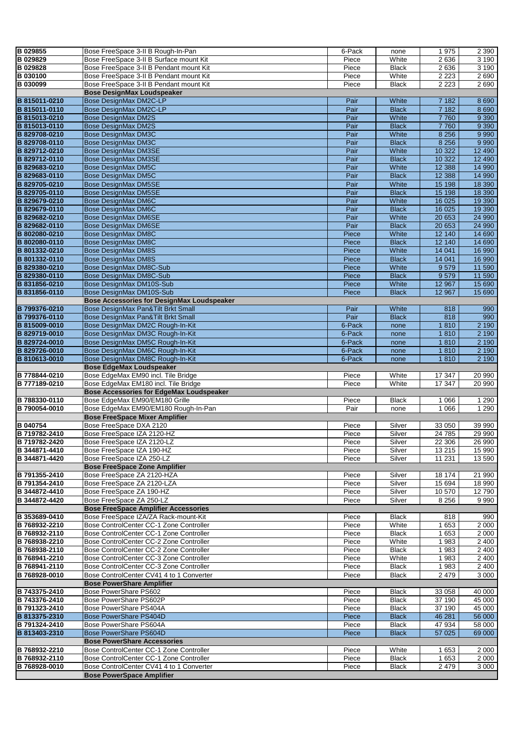| | | | | | |
|---|---|---|---|---|---|
| **B 029855** | Bose FreeSpace 3-II B Rough-In-Pan | 6-Pack | none | 1 975 | 2 390 |
| **B 029829** | Bose FreeSpace 3-II B Surface mount Kit | Piece | White | 2 636 | 3 190 |
| **B 029828** | Bose FreeSpace 3-II B Pendant mount Kit | Piece | Black | 2 636 | 3 190 |
| **B 030100** | Bose FreeSpace 3-II B Pendant mount Kit | Piece | White | 2 223 | 2 690 |
| **B 030099** | Bose FreeSpace 3-II B Pendant mount Kit | Piece | Black | 2 223 | 2 690 |
| | **Bose DesignMax Loudspeaker** | | | | |
| **B 815011-0210** | Bose DesignMax DM2C-LP | Pair | White | 7 182 | 8 690 |
| **B 815011-0110** | Bose DesignMax DM2C-LP | Pair | Black | 7 182 | 8 690 |
| **B 815013-0210** | Bose DesignMax DM2S | Pair | White | 7 760 | 9 390 |
| **B 815013-0110** | Bose DesignMax DM2S | Pair | Black | 7 760 | 9 390 |
| **B 829708-0210** | Bose DesignMax DM3C | Pair | White | 8 256 | 9 990 |
| **B 829708-0110** | Bose DesignMax DM3C | Pair | Black | 8 256 | 9 990 |
| **B 829712-0210** | Bose DesignMax DM3SE | Pair | White | 10 322 | 12 490 |
| **B 829712-0110** | Bose DesignMax DM3SE | Pair | Black | 10 322 | 12 490 |
| **B 829683-0210** | Bose DesignMax DM5C | Pair | White | 12 388 | 14 990 |
| **B 829683-0110** | Bose DesignMax DM5C | Pair | Black | 12 388 | 14 990 |
| **B 829705-0210** | Bose DesignMax DM5SE | Pair | White | 15 198 | 18 390 |
| **B 829705-0110** | Bose DesignMax DM5SE | Pair | Black | 15 198 | 18 390 |
| **B 829679-0210** | Bose DesignMax DM6C | Pair | White | 16 025 | 19 390 |
| **B 829679-0110** | Bose DesignMax DM6C | Pair | Black | 16 025 | 19 390 |
| **B 829682-0210** | Bose DesignMax DM6SE | Pair | White | 20 653 | 24 990 |
| **B 829682-0110** | Bose DesignMax DM6SE | Pair | Black | 20 653 | 24 990 |
| **B 802080-0210** | Bose DesignMax DM8C | Piece | White | 12 140 | 14 690 |
| **B 802080-0110** | Bose DesignMax DM8C | Piece | Black | 12 140 | 14 690 |
| **B 801332-0210** | Bose DesignMax DM8S | Piece | White | 14 041 | 16 990 |
| **B 801332-0110** | Bose DesignMax DM8S | Piece | Black | 14 041 | 16 990 |
| **B 829380-0210** | Bose DesignMax DM8C-Sub | Piece | White | 9 579 | 11 590 |
| **B 829380-0110** | Bose DesignMax DM8C-Sub | Piece | Black | 9 579 | 11 590 |
| **B 831856-0210** | Bose DesignMax DM10S-Sub | Piece | White | 12 967 | 15 690 |
| **B 831856-0110** | Bose DesignMax DM10S-Sub | Piece | Black | 12 967 | 15 690 |
| | **Bose Accessories for DesignMax Loudspeaker** | | | | |
| **B 799376-0210** | Bose DesignMax Pan&Tilt Brkt Small | Pair | White | 818 | 990 |
| **B 799376-0110** | Bose DesignMax Pan&Tilt Brkt Small | Pair | Black | 818 | 990 |
| **B 815009-0010** | Bose DesignMax DM2C Rough-In-Kit | 6-Pack | none | 1 810 | 2 190 |
| **B 829719-0010** | Bose DesignMax DM3C Rough-In-Kit | 6-Pack | none | 1 810 | 2 190 |
| **B 829724-0010** | Bose DesignMax DM5C Rough-In-Kit | 6-Pack | none | 1 810 | 2 190 |
| **B 829726-0010** | Bose DesignMax DM6C Rough-In-Kit | 6-Pack | none | 1 810 | 2 190 |
| **B 810613-0010** | Bose DesignMax DM8C Rough-In-Kit | 6-Pack | none | 1 810 | 2 190 |
| | **Bose EdgeMax Loudspeaker** | | | | |
| **B 778844-0210** | Bose EdgeMax EM90 incl. Tile Bridge | Piece | White | 17 347 | 20 990 |
| **B 777189-0210** | Bose EdgeMax EM180 incl. Tile Bridge | Piece | White | 17 347 | 20 990 |
| | **Bose Accessories for EdgeMax Loudspeaker** | | | | |
| **B 788330-0110** | Bose EdgeMax EM90/EM180 Grille | Piece | Black | 1 066 | 1 290 |
| **B 790054-0010** | Bose EdgeMax EM90/EM180 Rough-In-Pan | Pair | none | 1 066 | 1 290 |
| | **Bose FreeSpace Mixer Amplifier** | | | | |
| **B 040754** | Bose FreeSpace DXA 2120 | Piece | Silver | 33 050 | 39 990 |
| **B 719782-2410** | Bose FreeSpace IZA 2120-HZ | Piece | Silver | 24 785 | 29 990 |
| **B 719782-2420** | Bose FreeSpace IZA 2120-LZ | Piece | Silver | 22 306 | 26 990 |
| **B 344871-4410** | Bose FreeSpace IZA 190-HZ | Piece | Silver | 13 215 | 15 990 |
| **B 344871-4420** | Bose FreeSpace IZA 250-LZ | Piece | Silver | 11 231 | 13 590 |
| | **Bose FreeSpace Zone Amplifier** | | | | |
| **B 791355-2410** | Bose FreeSpace ZA 2120-HZA | Piece | Silver | 18 174 | 21 990 |
| **B 791354-2410** | Bose FreeSpace ZA 2120-LZA | Piece | Silver | 15 694 | 18 990 |
| **B 344872-4410** | Bose FreeSpace ZA 190-HZ | Piece | Silver | 10 570 | 12 790 |
| **B 344872-4420** | Bose FreeSpace ZA 250-LZ | Piece | Silver | 8 256 | 9 990 |
| | **Bose FreeSpace Amplifier Accessories** | | | | |
| **B 353689-0410** | Bose FreeSpace IZA/ZA Rack-mount-Kit | Piece | Black | 818 | 990 |
| **B 768932-2210** | Bose ControlCenter CC-1 Zone Controller | Piece | White | 1 653 | 2 000 |
| **B 768932-2110** | Bose ControlCenter CC-1 Zone Controller | Piece | Black | 1 653 | 2 000 |
| **B 768938-2210** | Bose ControlCenter CC-2 Zone Controller | Piece | White | 1 983 | 2 400 |
| **B 768938-2110** | Bose ControlCenter CC-2 Zone Controller | Piece | Black | 1 983 | 2 400 |
| **B 768941-2210** | Bose ControlCenter CC-3 Zone Controller | Piece | White | 1 983 | 2 400 |
| **B 768941-2110** | Bose ControlCenter CC-3 Zone Controller | Piece | Black | 1 983 | 2 400 |
| **B 768928-0010** | Bose ControlCenter CV41 4 to 1 Converter | Piece | Black | 2 479 | 3 000 |
| | **Bose PowerShare Amplifier** | | | | |
| **B 743375-2410** | Bose PowerShare PS602 | Piece | Black | 33 058 | 40 000 |
| **B 743376-2410** | Bose PowerShare PS602P | Piece | Black | 37 190 | 45 000 |
| **B 791323-2410** | Bose PowerShare PS404A | Piece | Black | 37 190 | 45 000 |
| **B 813375-2310** | Bose PowerShare PS404D | Piece | Black | 46 281 | 56 000 |
| **B 791324-2410** | Bose PowerShare PS604A | Piece | Black | 47 934 | 58 000 |
| **B 813403-2310** | Bose PowerShare PS604D | Piece | Black | 57 025 | 69 000 |
| | **Bose PowerShare Accessories** | | | | |
| **B 768932-2210** | Bose ControlCenter CC-1 Zone Controller | Piece | White | 1 653 | 2 000 |
| **B 768932-2110** | Bose ControlCenter CC-1 Zone Controller | Piece | Black | 1 653 | 2 000 |
| **B 768928-0010** | Bose ControlCenter CV41 4 to 1 Converter | Piece | Black | 2 479 | 3 000 |
| | **Bose PowerSpace Amplifier** | | | | |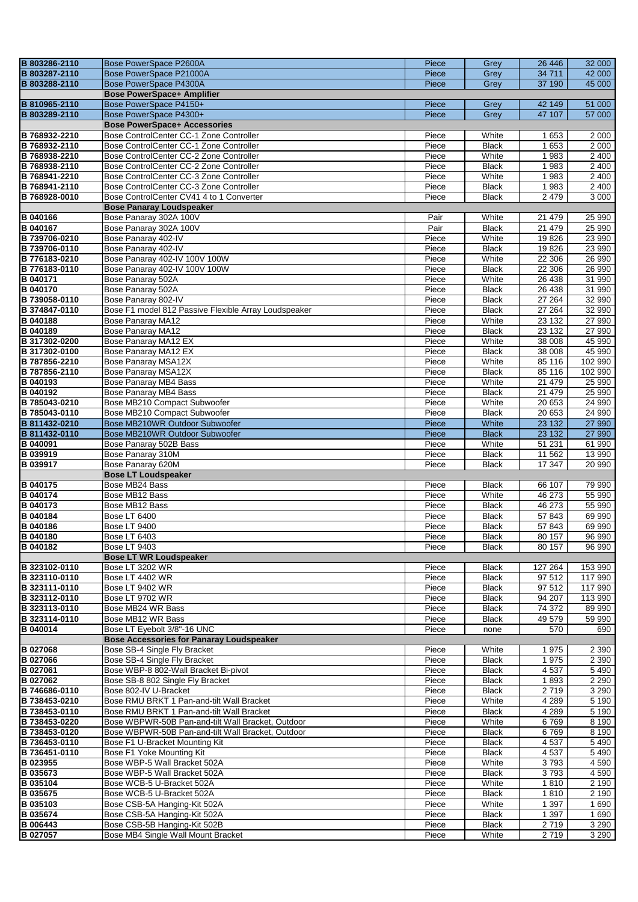| | | | | | |
|---|---|---|---|---|---|
| B 803286-2110 | Bose PowerSpace P2600A | Piece | Grey | 26 446 | 32 000 |
| B 803287-2110 | Bose PowerSpace P21000A | Piece | Grey | 34 711 | 42 000 |
| B 803288-2110 | Bose PowerSpace P4300A | Piece | Grey | 37 190 | 45 000 |
| | **Bose PowerSpace+ Amplifier** | | | | |
| B 810965-2110 | Bose PowerSpace P4150+ | Piece | Grey | 42 149 | 51 000 |
| B 803289-2110 | Bose PowerSpace P4300+ | Piece | Grey | 47 107 | 57 000 |
| | **Bose PowerSpace+ Accessories** | | | | |
| B 768932-2210 | Bose ControlCenter CC-1 Zone Controller | Piece | White | 1 653 | 2 000 |
| B 768932-2110 | Bose ControlCenter CC-1 Zone Controller | Piece | Black | 1 653 | 2 000 |
| B 768938-2210 | Bose ControlCenter CC-2 Zone Controller | Piece | White | 1 983 | 2 400 |
| B 768938-2110 | Bose ControlCenter CC-2 Zone Controller | Piece | Black | 1 983 | 2 400 |
| B 768941-2210 | Bose ControlCenter CC-3 Zone Controller | Piece | White | 1 983 | 2 400 |
| B 768941-2110 | Bose ControlCenter CC-3 Zone Controller | Piece | Black | 1 983 | 2 400 |
| B 768928-0010 | Bose ControlCenter CV41 4 to 1 Converter | Piece | Black | 2 479 | 3 000 |
| | **Bose Panaray Loudspeaker** | | | | |
| B 040166 | Bose Panaray 302A 100V | Pair | White | 21 479 | 25 990 |
| B 040167 | Bose Panaray 302A 100V | Pair | Black | 21 479 | 25 990 |
| B 739706-0210 | Bose Panaray 402-IV | Piece | White | 19 826 | 23 990 |
| B 739706-0110 | Bose Panaray 402-IV | Piece | Black | 19 826 | 23 990 |
| B 776183-0210 | Bose Panaray 402-IV 100V 100W | Piece | White | 22 306 | 26 990 |
| B 776183-0110 | Bose Panaray 402-IV 100V 100W | Piece | Black | 22 306 | 26 990 |
| B 040171 | Bose Panaray 502A | Piece | White | 26 438 | 31 990 |
| B 040170 | Bose Panaray 502A | Piece | Black | 26 438 | 31 990 |
| B 739058-0110 | Bose Panaray 802-IV | Piece | Black | 27 264 | 32 990 |
| B 374847-0110 | Bose F1 model 812 Passive Flexible Array Loudspeaker | Piece | Black | 27 264 | 32 990 |
| B 040188 | Bose Panaray MA12 | Piece | White | 23 132 | 27 990 |
| B 040189 | Bose Panaray MA12 | Piece | Black | 23 132 | 27 990 |
| B 317302-0200 | Bose Panaray MA12 EX | Piece | White | 38 008 | 45 990 |
| B 317302-0100 | Bose Panaray MA12 EX | Piece | Black | 38 008 | 45 990 |
| B 787856-2210 | Bose Panaray MSA12X | Piece | White | 85 116 | 102 990 |
| B 787856-2110 | Bose Panaray MSA12X | Piece | Black | 85 116 | 102 990 |
| B 040193 | Bose Panaray MB4 Bass | Piece | White | 21 479 | 25 990 |
| B 040192 | Bose Panaray MB4 Bass | Piece | Black | 21 479 | 25 990 |
| B 785043-0210 | Bose MB210 Compact Subwoofer | Piece | White | 20 653 | 24 990 |
| B 785043-0110 | Bose MB210 Compact Subwoofer | Piece | Black | 20 653 | 24 990 |
| B 811432-0210 | Bose MB210WR Outdoor Subwoofer | Piece | White | 23 132 | 27 990 |
| B 811432-0110 | Bose MB210WR Outdoor Subwoofer | Piece | Black | 23 132 | 27 990 |
| B 040091 | Bose Panaray 502B Bass | Piece | White | 51 231 | 61 990 |
| B 039919 | Bose Panaray 310M | Piece | Black | 11 562 | 13 990 |
| B 039917 | Bose Panaray 620M | Piece | Black | 17 347 | 20 990 |
| | **Bose LT Loudspeaker** | | | | |
| B 040175 | Bose MB24 Bass | Piece | Black | 66 107 | 79 990 |
| B 040174 | Bose MB12 Bass | Piece | White | 46 273 | 55 990 |
| B 040173 | Bose MB12 Bass | Piece | Black | 46 273 | 55 990 |
| B 040184 | Bose LT 6400 | Piece | Black | 57 843 | 69 990 |
| B 040186 | Bose LT 9400 | Piece | Black | 57 843 | 69 990 |
| B 040180 | Bose LT 6403 | Piece | Black | 80 157 | 96 990 |
| B 040182 | Bose LT 9403 | Piece | Black | 80 157 | 96 990 |
| | **Bose LT WR Loudspeaker** | | | | |
| B 323102-0110 | Bose LT 3202 WR | Piece | Black | 127 264 | 153 990 |
| B 323110-0110 | Bose LT 4402 WR | Piece | Black | 97 512 | 117 990 |
| B 323111-0110 | Bose LT 9402 WR | Piece | Black | 97 512 | 117 990 |
| B 323112-0110 | Bose LT 9702 WR | Piece | Black | 94 207 | 113 990 |
| B 323113-0110 | Bose MB24 WR Bass | Piece | Black | 74 372 | 89 990 |
| B 323114-0110 | Bose MB12 WR Bass | Piece | Black | 49 579 | 59 990 |
| B 040014 | Bose LT Eyebolt 3/8"-16 UNC | Piece | none | 570 | 690 |
| | **Bose Accessories for Panaray Loudspeaker** | | | | |
| B 027068 | Bose SB-4 Single Fly Bracket | Piece | White | 1 975 | 2 390 |
| B 027066 | Bose SB-4 Single Fly Bracket | Piece | Black | 1 975 | 2 390 |
| B 027061 | Bose WBP-8 802-Wall Bracket Bi-pivot | Piece | Black | 4 537 | 5 490 |
| B 027062 | Bose SB-8 802 Single Fly Bracket | Piece | Black | 1 893 | 2 290 |
| B 746686-0110 | Bose 802-IV U-Bracket | Piece | Black | 2 719 | 3 290 |
| B 738453-0210 | Bose RMU BRKT 1 Pan-and-tilt Wall Bracket | Piece | White | 4 289 | 5 190 |
| B 738453-0110 | Bose RMU BRKT 1 Pan-and-tilt Wall Bracket | Piece | Black | 4 289 | 5 190 |
| B 738453-0220 | Bose WBPWR-50B Pan-and-tilt Wall Bracket, Outdoor | Piece | White | 6 769 | 8 190 |
| B 738453-0120 | Bose WBPWR-50B Pan-and-tilt Wall Bracket, Outdoor | Piece | Black | 6 769 | 8 190 |
| B 736453-0110 | Bose F1 U-Bracket Mounting Kit | Piece | Black | 4 537 | 5 490 |
| B 736451-0110 | Bose F1 Yoke Mounting Kit | Piece | Black | 4 537 | 5 490 |
| B 023955 | Bose WBP-5 Wall Bracket 502A | Piece | White | 3 793 | 4 590 |
| B 035673 | Bose WBP-5 Wall Bracket 502A | Piece | Black | 3 793 | 4 590 |
| B 035104 | Bose WCB-5 U-Bracket 502A | Piece | White | 1 810 | 2 190 |
| B 035675 | Bose WCB-5 U-Bracket 502A | Piece | Black | 1 810 | 2 190 |
| B 035103 | Bose CSB-5A Hanging-Kit 502A | Piece | White | 1 397 | 1 690 |
| B 035674 | Bose CSB-5A Hanging-Kit 502A | Piece | Black | 1 397 | 1 690 |
| B 006443 | Bose CSB-5B Hanging-Kit 502B | Piece | Black | 2 719 | 3 290 |
| B 027057 | Bose MB4 Single Wall Mount Bracket | Piece | White | 2 719 | 3 290 |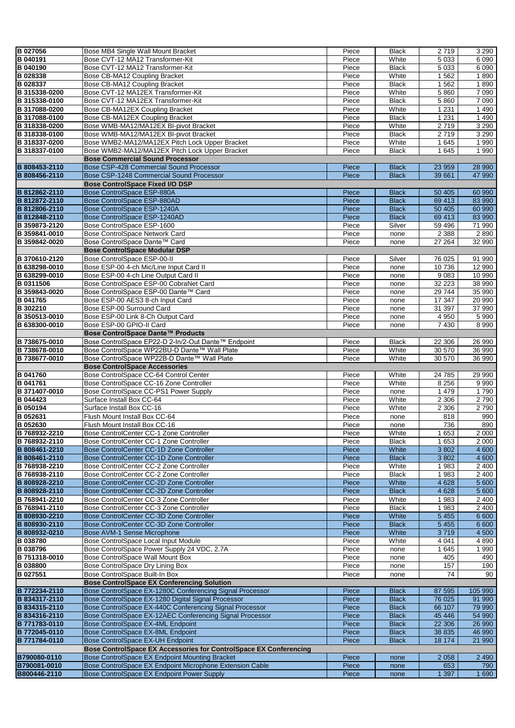| | | | | | |
|---|---|---|---|---|---|
| **B 027056** | Bose MB4 Single Wall Mount Bracket | Piece | Black | 2 719 | 3 290 |
| **B 040191** | Bose CVT-12 MA12 Transformer-Kit | Piece | White | 5 033 | 6 090 |
| **B 040190** | Bose CVT-12 MA12 Transformer-Kit | Piece | Black | 5 033 | 6 090 |
| **B 028338** | Bose CB-MA12 Coupling Bracket | Piece | White | 1 562 | 1 890 |
| **B 028337** | Bose CB-MA12 Coupling Bracket | Piece | Black | 1 562 | 1 890 |
| **B 315338-0200** | Bose CVT-12 MA12EX Transformer-Kit | Piece | White | 5 860 | 7 090 |
| **B 315338-0100** | Bose CVT-12 MA12EX Transformer-Kit | Piece | Black | 5 860 | 7 090 |
| **B 317088-0200** | Bose CB-MA12EX Coupling Bracket | Piece | White | 1 231 | 1 490 |
| **B 317088-0100** | Bose CB-MA12EX Coupling Bracket | Piece | Black | 1 231 | 1 490 |
| **B 318338-0200** | Bose WMB-MA12/MA12EX BI-pivot Bracket | Piece | White | 2 719 | 3 290 |
| **B 318338-0100** | Bose WMB-MA12/MA12EX BI-pivot Bracket | Piece | Black | 2 719 | 3 290 |
| **B 318337-0200** | Bose WMB2-MA12/MA12EX Pitch Lock Upper Bracket | Piece | White | 1 645 | 1 990 |
| **B 318337-0100** | Bose WMB2-MA12/MA12EX Pitch Lock Upper Bracket | Piece | Black | 1 645 | 1 990 |
| | **Bose Commercial Sound Processor** | | | | |
| **B 808453-2110** | Bose CSP-428 Commercial Sound Processor | Piece | Black | 23 959 | 28 990 |
| **B 808456-2110** | Bose CSP-1248 Commercial Sound Processor | Piece | Black | 39 661 | 47 990 |
| | **Bose ControlSpace Fixed I/O DSP** | | | | |
| **B 812862-2110** | Bose ControlSpace ESP-880A | Piece | Black | 50 405 | 60 990 |
| **B 812872-2110** | Bose ControlSpace ESP-880AD | Piece | Black | 69 413 | 83 990 |
| **B 812806-2110** | Bose ControlSpace ESP-1240A | Piece | Black | 50 405 | 60 990 |
| **B 812848-2110** | Bose ControlSpace ESP-1240AD | Piece | Black | 69 413 | 83 990 |
| **B 359873-2120** | Bose ControlSpace ESP-1600 | Piece | Silver | 59 496 | 71 990 |
| **B 359841-0010** | Bose ControlSpace Network Card | Piece | none | 2 388 | 2 890 |
| **B 359842-0020** | Bose ControlSpace Dante™ Card | Piece | none | 27 264 | 32 990 |
| | **Bose ControlSpace Modular DSP** | | | | |
| **B 370610-2120** | Bose ControlSpace ESP-00-II | Piece | Silver | 76 025 | 91 990 |
| **B 638298-0010** | Bose ESP-00 4-ch Mic/Line Input Card II | Piece | none | 10 736 | 12 990 |
| **B 638299-0010** | Bose ESP-00 4-ch Line Output Card II | Piece | none | 9 083 | 10 990 |
| **B 0311506** | Bose ControlSpace ESP-00 CobraNet Card | Piece | none | 32 223 | 38 990 |
| **B 359843-0020** | Bose ControlSpace ESP-00 Dante™ Card | Piece | none | 29 744 | 35 990 |
| **B 041765** | Bose ESP-00 AES3 8-ch Input Card | Piece | none | 17 347 | 20 990 |
| **B 302210** | Bose ESP-00 Surround Card | Piece | none | 31 397 | 37 990 |
| **B 350513-0010** | Bose ESP-00 Link 8-Ch Output Card | Piece | none | 4 950 | 5 990 |
| **B 638300-0010** | Bose ESP-00 GPIO-II Card | Piece | none | 7 430 | 8 990 |
| | **Bose ControlSpace Dante™ Products** | | | | |
| **B 738675-0010** | Bose ControlSpace EP22-D 2-In/2-Out Dante™ Endpoint | Piece | Black | 22 306 | 26 990 |
| **B 738678-0010** | Bose ControlSpace WP22BU-D Dante™ Wall Plate | Piece | White | 30 570 | 36 990 |
| **B 738677-0010** | Bose ControlSpace WP22B-D Dante™ Wall Plate | Piece | White | 30 570 | 36 990 |
| | **Bose ControlSpace Accessories** | | | | |
| **B 041760** | Bose ControlSpace CC-64 Control Center | Piece | White | 24 785 | 29 990 |
| **B 041761** | Bose ControlSpace CC-16 Zone Controller | Piece | White | 8 256 | 9 990 |
| **B 371407-0010** | Bose ControlSpace CC-PS1 Power Supply | Piece | none | 1 479 | 1 790 |
| **B 044423** | Surface Install Box CC-64 | Piece | White | 2 306 | 2 790 |
| **B 050194** | Surface Install Box CC-16 | Piece | White | 2 306 | 2 790 |
| **B 052631** | Flush Mount Install Box CC-64 | Piece | none | 818 | 990 |
| **B 052630** | Flush Mount Install Box CC-16 | Piece | none | 736 | 890 |
| **B 768932-2210** | Bose ControlCenter CC-1 Zone Controller | Piece | White | 1 653 | 2 000 |
| **B 768932-2110** | Bose ControlCenter CC-1 Zone Controller | Piece | Black | 1 653 | 2 000 |
| **B 808461-2210** | Bose ControlCenter CC-1D Zone Controller | Piece | White | 3 802 | 4 600 |
| **B 808461-2110** | Bose ControlCenter CC-1D Zone Controller | Piece | Black | 3 802 | 4 600 |
| **B 768938-2210** | Bose ControlCenter CC-2 Zone Controller | Piece | White | 1 983 | 2 400 |
| **B 768938-2110** | Bose ControlCenter CC-2 Zone Controller | Piece | Black | 1 983 | 2 400 |
| **B 808928-2210** | Bose ControlCenter CC-2D Zone Controller | Piece | White | 4 628 | 5 600 |
| **B 808928-2110** | Bose ControlCenter CC-2D Zone Controller | Piece | Black | 4 628 | 5 600 |
| **B 768941-2210** | Bose ControlCenter CC-3 Zone Controller | Piece | White | 1 983 | 2 400 |
| **B 768941-2110** | Bose ControlCenter CC-3 Zone Controller | Piece | Black | 1 983 | 2 400 |
| **B 808930-2210** | Bose ControlCenter CC-3D Zone Controller | Piece | White | 5 455 | 6 600 |
| **B 808930-2110** | Bose ControlCenter CC-3D Zone Controller | Piece | Black | 5 455 | 6 600 |
| **B 808932-0210** | Bose AVM-1 Sense Microphone | Piece | White | 3 719 | 4 500 |
| **B 038780** | Bose ControlSpace Local Input Module | Piece | White | 4 041 | 4 890 |
| **B 038796** | Bose ControlSpace Power Supply 24 VDC, 2.7A | Piece | none | 1 645 | 1 990 |
| **B 751318-0010** | Bose ControlSpace Wall Mount Box | Piece | none | 405 | 490 |
| **B 038800** | Bose ControlSpace Dry Lining Box | Piece | none | 157 | 190 |
| **B 027551** | Bose ControlSpace Built-In Box | Piece | none | 74 | 90 |
| | **Bose ControlSpace EX Conferencing Solution** | | | | |
| **B 772234-2110** | Bose ControlSpace EX-1280C Conferencing Signal Processor | Piece | Black | 87 595 | 105 990 |
| **B 834317-2110** | Bose ControlSpace EX-1280 Digital Signal Processor | Piece | Black | 76 025 | 91 990 |
| **B 834315-2110** | Bose ControlSpace EX-440C Conferencing Signal Processor | Piece | Black | 66 107 | 79 990 |
| **B 834316-2110** | Bose ControlSpace EX-12AEC Conferencing Signal Processor | Piece | Black | 45 446 | 54 990 |
| **B 771783-0110** | Bose ControlSpace EX-4ML Endpoint | Piece | Black | 22 306 | 26 990 |
| **B 772045-0110** | Bose ControlSpace EX-8ML Endpoint | Piece | Black | 38 835 | 46 990 |
| **B 771784-0110** | Bose ControlSpace EX-UH Endpoint | Piece | Black | 18 174 | 21 990 |
| | **Bose ControlSpace EX Accessories for ControlSpace EX Conferencing** | | | | |
| **B790080-0110** | Bose ControlSpace EX Endpoint Mounting Bracket | Piece | none | 2 058 | 2 490 |
| **B790081-0010** | Bose ControlSpace EX Endpoint Microphone Extension Cable | Piece | none | 653 | 790 |
| **B800446-2110** | Bose ControlSpace EX Endpoint Power Supply | Piece | none | 1 397 | 1 690 |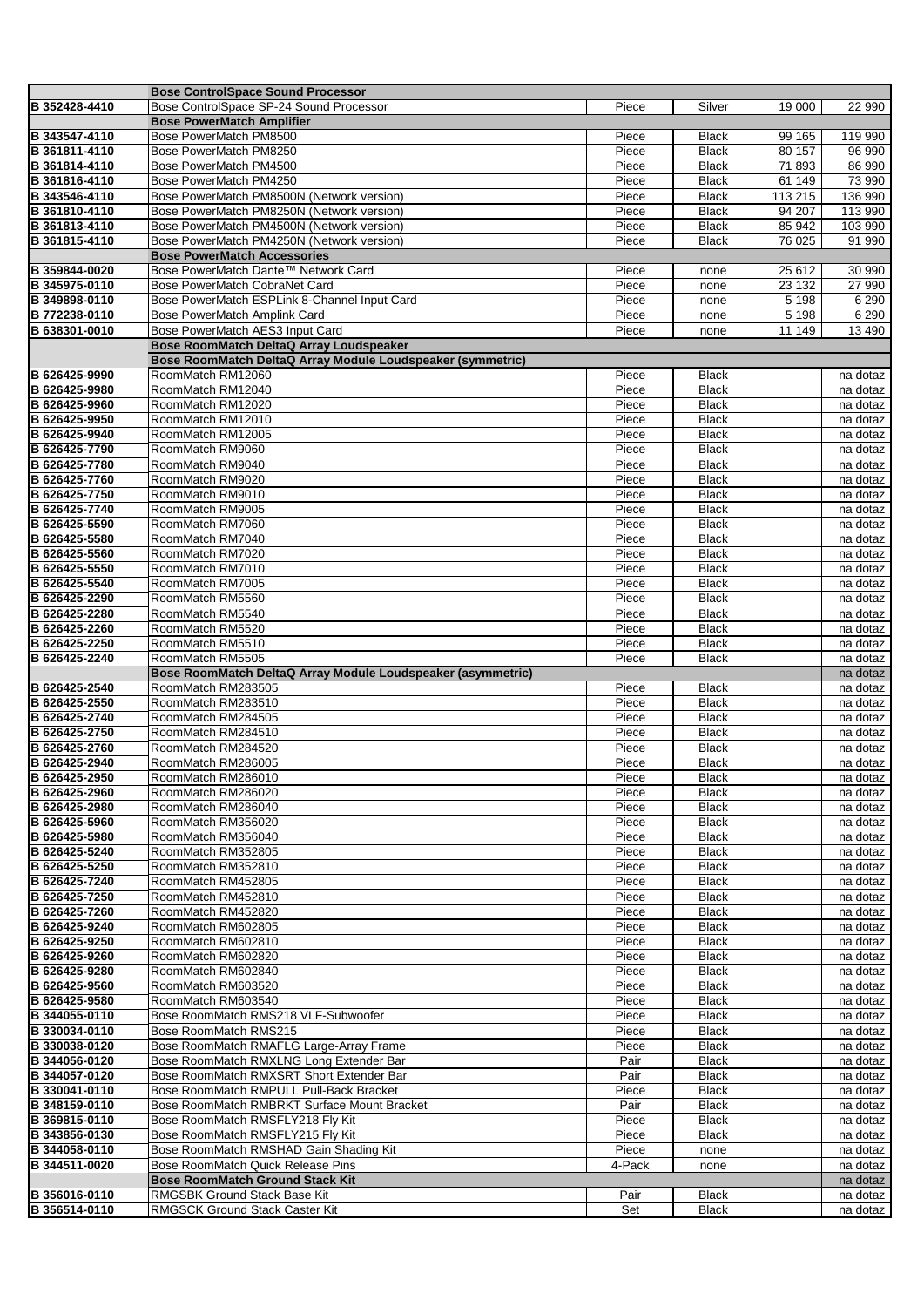| | | | | | |
|---|---|---|---|---|---|
| | **Bose ControlSpace Sound Processor** | | | | |
| B 352428-4410 | Bose ControlSpace SP-24 Sound Processor | Piece | Silver | 19 000 | 22 990 |
| | **Bose PowerMatch Amplifier** | | | | |
| B 343547-4110 | Bose PowerMatch PM8500 | Piece | Black | 99 165 | 119 990 |
| B 361811-4110 | Bose PowerMatch PM8250 | Piece | Black | 80 157 | 96 990 |
| B 361814-4110 | Bose PowerMatch PM4500 | Piece | Black | 71 893 | 86 990 |
| B 361816-4110 | Bose PowerMatch PM4250 | Piece | Black | 61 149 | 73 990 |
| B 343546-4110 | Bose PowerMatch PM8500N (Network version) | Piece | Black | 113 215 | 136 990 |
| B 361810-4110 | Bose PowerMatch PM8250N (Network version) | Piece | Black | 94 207 | 113 990 |
| B 361813-4110 | Bose PowerMatch PM4500N (Network version) | Piece | Black | 85 942 | 103 990 |
| B 361815-4110 | Bose PowerMatch PM4250N (Network version) | Piece | Black | 76 025 | 91 990 |
| | **Bose PowerMatch Accessories** | | | | |
| B 359844-0020 | Bose PowerMatch Dante™ Network Card | Piece | none | 25 612 | 30 990 |
| B 345975-0110 | Bose PowerMatch CobraNet Card | Piece | none | 23 132 | 27 990 |
| B 349898-0110 | Bose PowerMatch ESPLink 8-Channel Input Card | Piece | none | 5 198 | 6 290 |
| B 772238-0110 | Bose PowerMatch Amplink Card | Piece | none | 5 198 | 6 290 |
| B 638301-0010 | Bose PowerMatch AES3 Input Card | Piece | none | 11 149 | 13 490 |
| | **Bose RoomMatch DeltaQ Array Loudspeaker** | | | | |
| | **Bose RoomMatch DeltaQ Array Module Loudspeaker (symmetric)** | | | | |
| B 626425-9990 | RoomMatch RM12060 | Piece | Black | | na dotaz |
| B 626425-9980 | RoomMatch RM12040 | Piece | Black | | na dotaz |
| B 626425-9960 | RoomMatch RM12020 | Piece | Black | | na dotaz |
| B 626425-9950 | RoomMatch RM12010 | Piece | Black | | na dotaz |
| B 626425-9940 | RoomMatch RM12005 | Piece | Black | | na dotaz |
| B 626425-7790 | RoomMatch RM9060 | Piece | Black | | na dotaz |
| B 626425-7780 | RoomMatch RM9040 | Piece | Black | | na dotaz |
| B 626425-7760 | RoomMatch RM9020 | Piece | Black | | na dotaz |
| B 626425-7750 | RoomMatch RM9010 | Piece | Black | | na dotaz |
| B 626425-7740 | RoomMatch RM9005 | Piece | Black | | na dotaz |
| B 626425-5590 | RoomMatch RM7060 | Piece | Black | | na dotaz |
| B 626425-5580 | RoomMatch RM7040 | Piece | Black | | na dotaz |
| B 626425-5560 | RoomMatch RM7020 | Piece | Black | | na dotaz |
| B 626425-5550 | RoomMatch RM7010 | Piece | Black | | na dotaz |
| B 626425-5540 | RoomMatch RM7005 | Piece | Black | | na dotaz |
| B 626425-2290 | RoomMatch RM5560 | Piece | Black | | na dotaz |
| B 626425-2280 | RoomMatch RM5540 | Piece | Black | | na dotaz |
| B 626425-2260 | RoomMatch RM5520 | Piece | Black | | na dotaz |
| B 626425-2250 | RoomMatch RM5510 | Piece | Black | | na dotaz |
| B 626425-2240 | RoomMatch RM5505 | Piece | Black | | na dotaz |
| | **Bose RoomMatch DeltaQ Array Module Loudspeaker (asymmetric)** | | | | na dotaz |
| B 626425-2540 | RoomMatch RM283505 | Piece | Black | | na dotaz |
| B 626425-2550 | RoomMatch RM283510 | Piece | Black | | na dotaz |
| B 626425-2740 | RoomMatch RM284505 | Piece | Black | | na dotaz |
| B 626425-2750 | RoomMatch RM284510 | Piece | Black | | na dotaz |
| B 626425-2760 | RoomMatch RM284520 | Piece | Black | | na dotaz |
| B 626425-2940 | RoomMatch RM286005 | Piece | Black | | na dotaz |
| B 626425-2950 | RoomMatch RM286010 | Piece | Black | | na dotaz |
| B 626425-2960 | RoomMatch RM286020 | Piece | Black | | na dotaz |
| B 626425-2980 | RoomMatch RM286040 | Piece | Black | | na dotaz |
| B 626425-5960 | RoomMatch RM356020 | Piece | Black | | na dotaz |
| B 626425-5980 | RoomMatch RM356040 | Piece | Black | | na dotaz |
| B 626425-5240 | RoomMatch RM352805 | Piece | Black | | na dotaz |
| B 626425-5250 | RoomMatch RM352810 | Piece | Black | | na dotaz |
| B 626425-7240 | RoomMatch RM452805 | Piece | Black | | na dotaz |
| B 626425-7250 | RoomMatch RM452810 | Piece | Black | | na dotaz |
| B 626425-7260 | RoomMatch RM452820 | Piece | Black | | na dotaz |
| B 626425-9240 | RoomMatch RM602805 | Piece | Black | | na dotaz |
| B 626425-9250 | RoomMatch RM602810 | Piece | Black | | na dotaz |
| B 626425-9260 | RoomMatch RM602820 | Piece | Black | | na dotaz |
| B 626425-9280 | RoomMatch RM602840 | Piece | Black | | na dotaz |
| B 626425-9560 | RoomMatch RM603520 | Piece | Black | | na dotaz |
| B 626425-9580 | RoomMatch RM603540 | Piece | Black | | na dotaz |
| B 344055-0110 | Bose RoomMatch RMS218 VLF-Subwoofer | Piece | Black | | na dotaz |
| B 330034-0110 | Bose RoomMatch RMS215 | Piece | Black | | na dotaz |
| B 330038-0120 | Bose RoomMatch RMAFLG Large-Array Frame | Piece | Black | | na dotaz |
| B 344056-0120 | Bose RoomMatch RMXLNG Long Extender Bar | Pair | Black | | na dotaz |
| B 344057-0120 | Bose RoomMatch RMXSRT Short Extender Bar | Pair | Black | | na dotaz |
| B 330041-0110 | Bose RoomMatch RMPULL Pull-Back Bracket | Piece | Black | | na dotaz |
| B 348159-0110 | Bose RoomMatch RMBRKT Surface Mount Bracket | Pair | Black | | na dotaz |
| B 369815-0110 | Bose RoomMatch RMSFLY218 Fly Kit | Piece | Black | | na dotaz |
| B 343856-0130 | Bose RoomMatch RMSFLY215 Fly Kit | Piece | Black | | na dotaz |
| B 344058-0110 | Bose RoomMatch RMSHAD Gain Shading Kit | Piece | none | | na dotaz |
| B 344511-0020 | Bose RoomMatch Quick Release Pins | 4-Pack | none | | na dotaz |
| | **Bose RoomMatch Ground Stack Kit** | | | | na dotaz |
| B 356016-0110 | RMGSBK Ground Stack Base Kit | Pair | Black | | na dotaz |
| B 356514-0110 | RMGSCK Ground Stack Caster Kit | Set | Black | | na dotaz |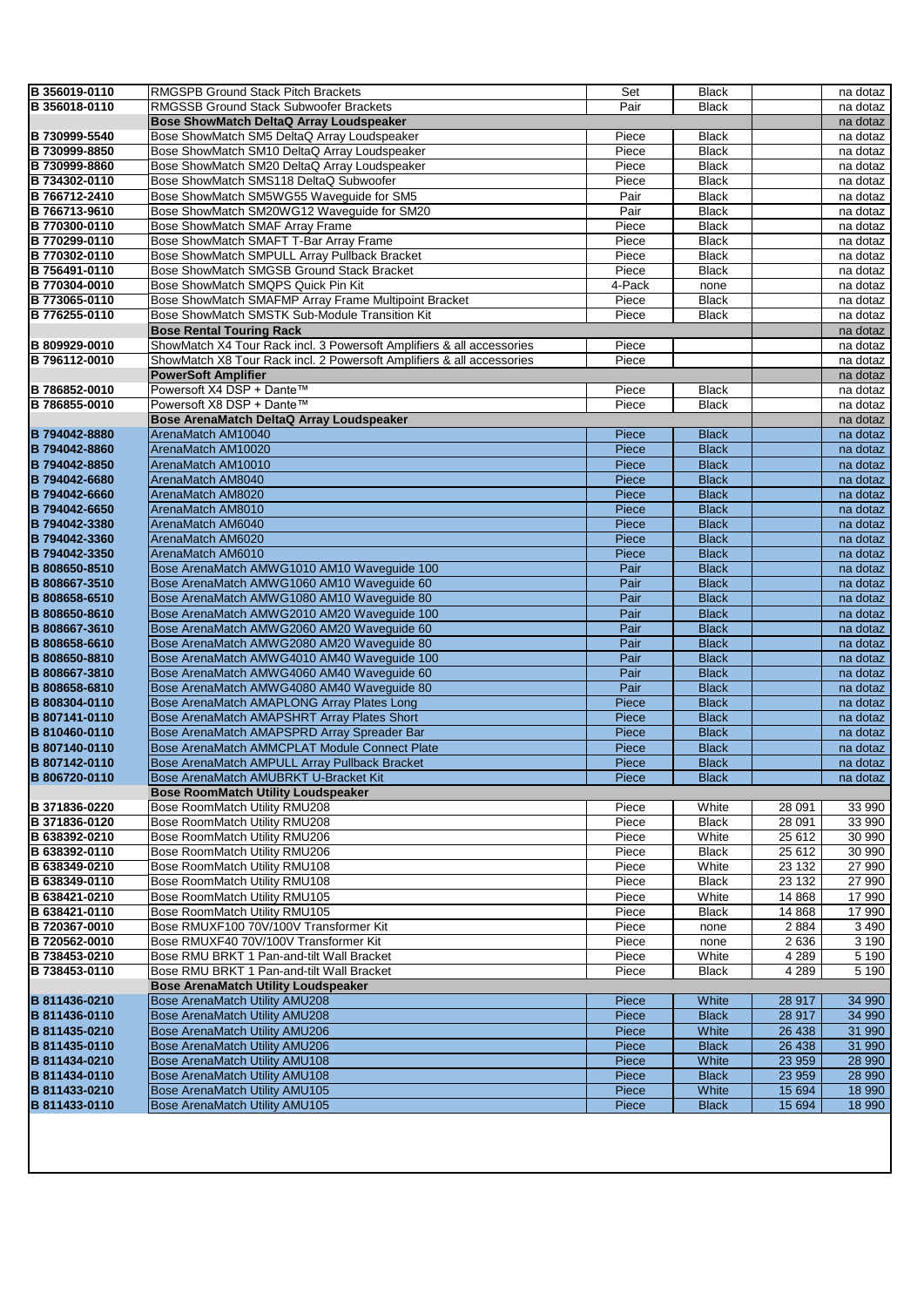| | | | | | |
|---|---|---|---|---|---|
| B 356019-0110 | RMGSPB Ground Stack Pitch Brackets | Set | Black | | na dotaz |
| B 356018-0110 | RMGSSB Ground Stack Subwoofer Brackets | Pair | Black | | na dotaz |
| | **Bose ShowMatch DeltaQ Array Loudspeaker** | | | | na dotaz |
| B 730999-5540 | Bose ShowMatch SM5 DeltaQ Array Loudspeaker | Piece | Black | | na dotaz |
| B 730999-8850 | Bose ShowMatch SM10 DeltaQ Array Loudspeaker | Piece | Black | | na dotaz |
| B 730999-8860 | Bose ShowMatch SM20 DeltaQ Array Loudspeaker | Piece | Black | | na dotaz |
| B 734302-0110 | Bose ShowMatch SMS118 DeltaQ Subwoofer | Piece | Black | | na dotaz |
| B 766712-2410 | Bose ShowMatch SM5WG55 Waveguide for SM5 | Pair | Black | | na dotaz |
| B 766713-9610 | Bose ShowMatch SM20WG12 Waveguide for SM20 | Pair | Black | | na dotaz |
| B 770300-0110 | Bose ShowMatch SMAF Array Frame | Piece | Black | | na dotaz |
| B 770299-0110 | Bose ShowMatch SMAFT T-Bar Array Frame | Piece | Black | | na dotaz |
| B 770302-0110 | Bose ShowMatch SMPULL Array Pullback Bracket | Piece | Black | | na dotaz |
| B 756491-0110 | Bose ShowMatch SMGSB Ground Stack Bracket | Piece | Black | | na dotaz |
| B 770304-0010 | Bose ShowMatch SMQPS Quick Pin Kit | 4-Pack | none | | na dotaz |
| B 773065-0110 | Bose ShowMatch SMAFMP Array Frame Multipoint Bracket | Piece | Black | | na dotaz |
| B 776255-0110 | Bose ShowMatch SMSTK Sub-Module Transition Kit | Piece | Black | | na dotaz |
| | **Bose Rental Touring Rack** | | | | na dotaz |
| B 809929-0010 | ShowMatch X4 Tour Rack incl. 3 Powersoft Amplifiers & all accessories | Piece | | | na dotaz |
| B 796112-0010 | ShowMatch X8 Tour Rack incl. 2 Powersoft Amplifiers & all accessories | Piece | | | na dotaz |
| | **PowerSoft Amplifier** | | | | na dotaz |
| B 786852-0010 | Powersoft X4 DSP + Dante™ | Piece | Black | | na dotaz |
| B 786855-0010 | Powersoft X8 DSP + Dante™ | Piece | Black | | na dotaz |
| | **Bose ArenaMatch DeltaQ Array Loudspeaker** | | | | na dotaz |
| B 794042-8880 | ArenaMatch AM10040 | Piece | Black | | na dotaz |
| B 794042-8860 | ArenaMatch AM10020 | Piece | Black | | na dotaz |
| B 794042-8850 | ArenaMatch AM10010 | Piece | Black | | na dotaz |
| B 794042-6680 | ArenaMatch AM8040 | Piece | Black | | na dotaz |
| B 794042-6660 | ArenaMatch AM8020 | Piece | Black | | na dotaz |
| B 794042-6650 | ArenaMatch AM8010 | Piece | Black | | na dotaz |
| B 794042-3380 | ArenaMatch AM6040 | Piece | Black | | na dotaz |
| B 794042-3360 | ArenaMatch AM6020 | Piece | Black | | na dotaz |
| B 794042-3350 | ArenaMatch AM6010 | Piece | Black | | na dotaz |
| B 808650-8510 | Bose ArenaMatch AMWG1010 AM10 Waveguide 100 | Pair | Black | | na dotaz |
| B 808667-3510 | Bose ArenaMatch AMWG1060 AM10 Waveguide 60 | Pair | Black | | na dotaz |
| B 808658-6510 | Bose ArenaMatch AMWG1080 AM10 Waveguide 80 | Pair | Black | | na dotaz |
| B 808650-8610 | Bose ArenaMatch AMWG2010 AM20 Waveguide 100 | Pair | Black | | na dotaz |
| B 808667-3610 | Bose ArenaMatch AMWG2060 AM20 Waveguide 60 | Pair | Black | | na dotaz |
| B 808658-6610 | Bose ArenaMatch AMWG2080 AM20 Waveguide 80 | Pair | Black | | na dotaz |
| B 808650-8810 | Bose ArenaMatch AMWG4010 AM40 Waveguide 100 | Pair | Black | | na dotaz |
| B 808667-3810 | Bose ArenaMatch AMWG4060 AM40 Waveguide 60 | Pair | Black | | na dotaz |
| B 808658-6810 | Bose ArenaMatch AMWG4080 AM40 Waveguide 80 | Pair | Black | | na dotaz |
| B 808304-0110 | Bose ArenaMatch AMAPLONG Array Plates Long | Piece | Black | | na dotaz |
| B 807141-0110 | Bose ArenaMatch AMAPSHRT Array Plates Short | Piece | Black | | na dotaz |
| B 810460-0110 | Bose ArenaMatch AMAPSPRD Array Spreader Bar | Piece | Black | | na dotaz |
| B 807140-0110 | Bose ArenaMatch AMMCPLAT Module Connect Plate | Piece | Black | | na dotaz |
| B 807142-0110 | Bose ArenaMatch AMPULL Array Pullback Bracket | Piece | Black | | na dotaz |
| B 806720-0110 | Bose ArenaMatch AMUBRKT U-Bracket Kit | Piece | Black | | na dotaz |
| | **Bose RoomMatch Utility Loudspeaker** | | | | |
| B 371836-0220 | Bose RoomMatch Utility RMU208 | Piece | White | 28 091 | 33 990 |
| B 371836-0120 | Bose RoomMatch Utility RMU208 | Piece | Black | 28 091 | 33 990 |
| B 638392-0210 | Bose RoomMatch Utility RMU206 | Piece | White | 25 612 | 30 990 |
| B 638392-0110 | Bose RoomMatch Utility RMU206 | Piece | Black | 25 612 | 30 990 |
| B 638349-0210 | Bose RoomMatch Utility RMU108 | Piece | White | 23 132 | 27 990 |
| B 638349-0110 | Bose RoomMatch Utility RMU108 | Piece | Black | 23 132 | 27 990 |
| B 638421-0210 | Bose RoomMatch Utility RMU105 | Piece | White | 14 868 | 17 990 |
| B 638421-0110 | Bose RoomMatch Utility RMU105 | Piece | Black | 14 868 | 17 990 |
| B 720367-0010 | Bose RMUXF100 70V/100V Transformer Kit | Piece | none | 2 884 | 3 490 |
| B 720562-0010 | Bose RMUXF40 70V/100V Transformer Kit | Piece | none | 2 636 | 3 190 |
| B 738453-0210 | Bose RMU BRKT 1 Pan-and-tilt Wall Bracket | Piece | White | 4 289 | 5 190 |
| B 738453-0110 | Bose RMU BRKT 1 Pan-and-tilt Wall Bracket | Piece | Black | 4 289 | 5 190 |
| | **Bose ArenaMatch Utility Loudspeaker** | | | | |
| B 811436-0210 | Bose ArenaMatch Utility AMU208 | Piece | White | 28 917 | 34 990 |
| B 811436-0110 | Bose ArenaMatch Utility AMU208 | Piece | Black | 28 917 | 34 990 |
| B 811435-0210 | Bose ArenaMatch Utility AMU206 | Piece | White | 26 438 | 31 990 |
| B 811435-0110 | Bose ArenaMatch Utility AMU206 | Piece | Black | 26 438 | 31 990 |
| B 811434-0210 | Bose ArenaMatch Utility AMU108 | Piece | White | 23 959 | 28 990 |
| B 811434-0110 | Bose ArenaMatch Utility AMU108 | Piece | Black | 23 959 | 28 990 |
| B 811433-0210 | Bose ArenaMatch Utility AMU105 | Piece | White | 15 694 | 18 990 |
| B 811433-0110 | Bose ArenaMatch Utility AMU105 | Piece | Black | 15 694 | 18 990 |